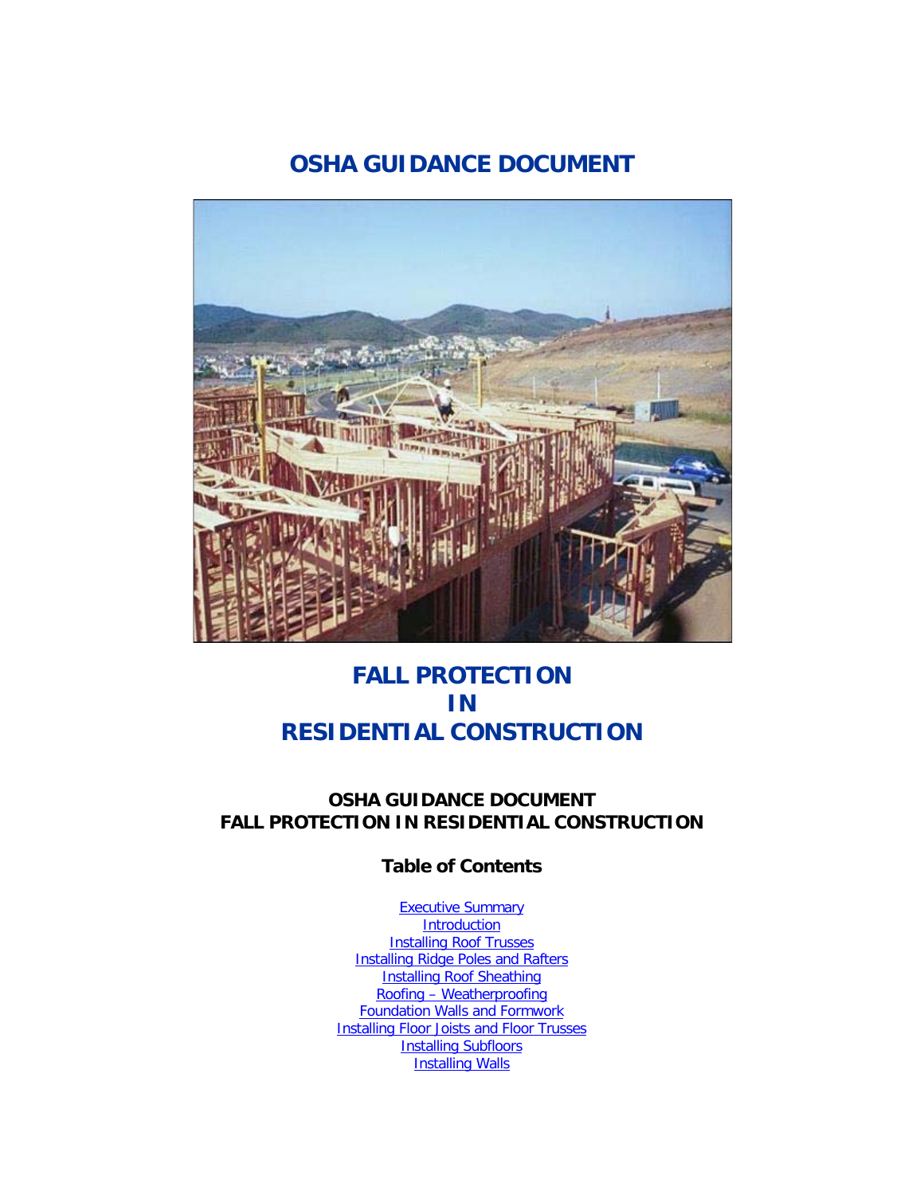# OSHA GUIDANCE DOCUMENT

# FALL PROTECTION IN RESIDENTIAL CONSTRUCTION

## OSHA GUIDANCE DOCUMENT
## FALL PROTECTION IN RESIDENTIAL CONSTRUCTION

### Table of Contents

- Executive Summary
- Introduction
- Installing Roof Trusses
- Installing Ridge Poles and Rafters
- Installing Roof Sheathing
- Roofing – Weatherproofing
- Foundation Walls and Formwork
- Installing Floor Joists and Floor Trusses
- Installing Subfloors
- Installing Walls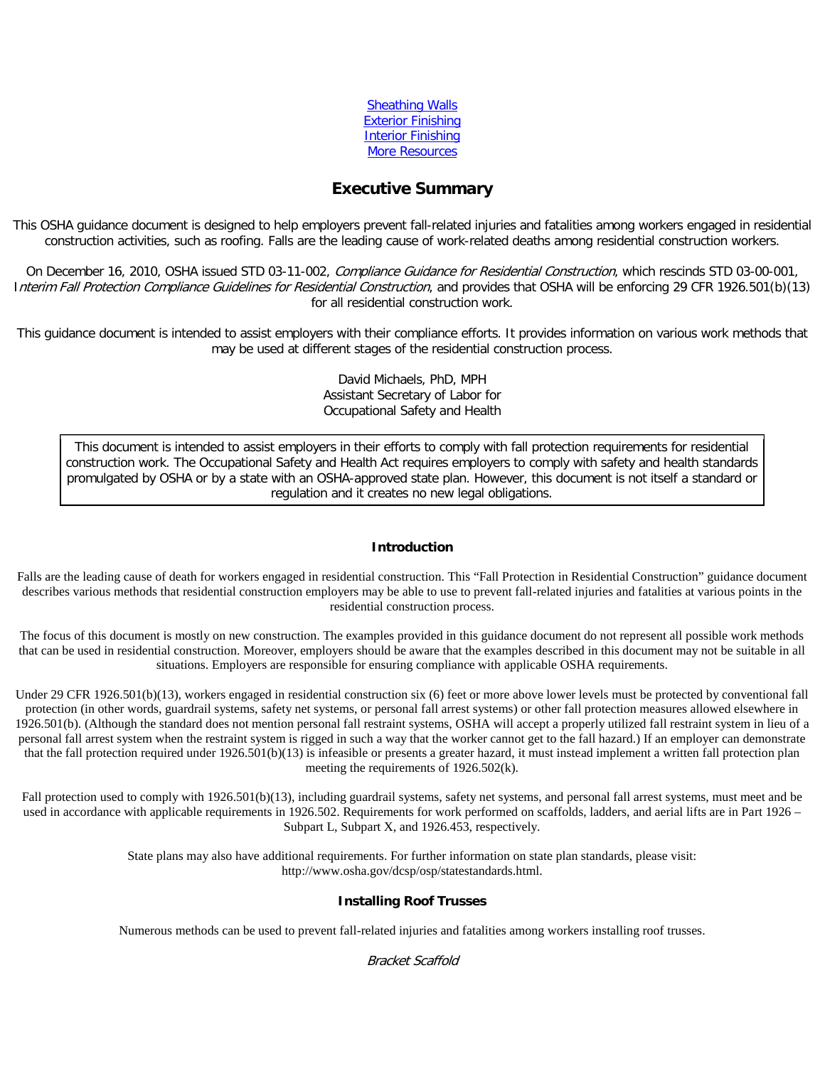[Sheathing Walls](#)
[Exterior Finishing](#)
[Interior Finishing](#)
[More Resources](#)

## Executive Summary

This OSHA guidance document is designed to help employers prevent fall-related injuries and fatalities among workers engaged in residential construction activities, such as roofing. Falls are the leading cause of work-related deaths among residential construction workers.

On December 16, 2010, OSHA issued STD 03-11-002, *Compliance Guidance for Residential Construction*, which rescinds STD 03-00-001, *Interim Fall Protection Compliance Guidelines for Residential Construction*, and provides that OSHA will be enforcing 29 CFR 1926.501(b)(13) for all residential construction work.

This guidance document is intended to assist employers with their compliance efforts. It provides information on various work methods that may be used at different stages of the residential construction process.

David Michaels, PhD, MPH
Assistant Secretary of Labor for
Occupational Safety and Health

> This document is intended to assist employers in their efforts to comply with fall protection requirements for residential construction work. The Occupational Safety and Health Act requires employers to comply with safety and health standards promulgated by OSHA or by a state with an OSHA-approved state plan. However, this document is not itself a standard or regulation and it creates no new legal obligations.

### Introduction

Falls are the leading cause of death for workers engaged in residential construction. This "Fall Protection in Residential Construction" guidance document describes various methods that residential construction employers may be able to use to prevent fall-related injuries and fatalities at various points in the residential construction process.

The focus of this document is mostly on new construction. The examples provided in this guidance document do not represent all possible work methods that can be used in residential construction. Moreover, employers should be aware that the examples described in this document may not be suitable in all situations. Employers are responsible for ensuring compliance with applicable OSHA requirements.

Under 29 CFR 1926.501(b)(13), workers engaged in residential construction six (6) feet or more above lower levels must be protected by conventional fall protection (in other words, guardrail systems, safety net systems, or personal fall arrest systems) or other fall protection measures allowed elsewhere in 1926.501(b). (Although the standard does not mention personal fall restraint systems, OSHA will accept a properly utilized fall restraint system in lieu of a personal fall arrest system when the restraint system is rigged in such a way that the worker cannot get to the fall hazard.) If an employer can demonstrate that the fall protection required under 1926.501(b)(13) is infeasible or presents a greater hazard, it must instead implement a written fall protection plan meeting the requirements of 1926.502(k).

Fall protection used to comply with 1926.501(b)(13), including guardrail systems, safety net systems, and personal fall arrest systems, must meet and be used in accordance with applicable requirements in 1926.502. Requirements for work performed on scaffolds, ladders, and aerial lifts are in Part 1926 – Subpart L, Subpart X, and 1926.453, respectively.

State plans may also have additional requirements. For further information on state plan standards, please visit: http://www.osha.gov/dcsp/osp/statestandards.html.

### Installing Roof Trusses

Numerous methods can be used to prevent fall-related injuries and fatalities among workers installing roof trusses.

*Bracket Scaffold*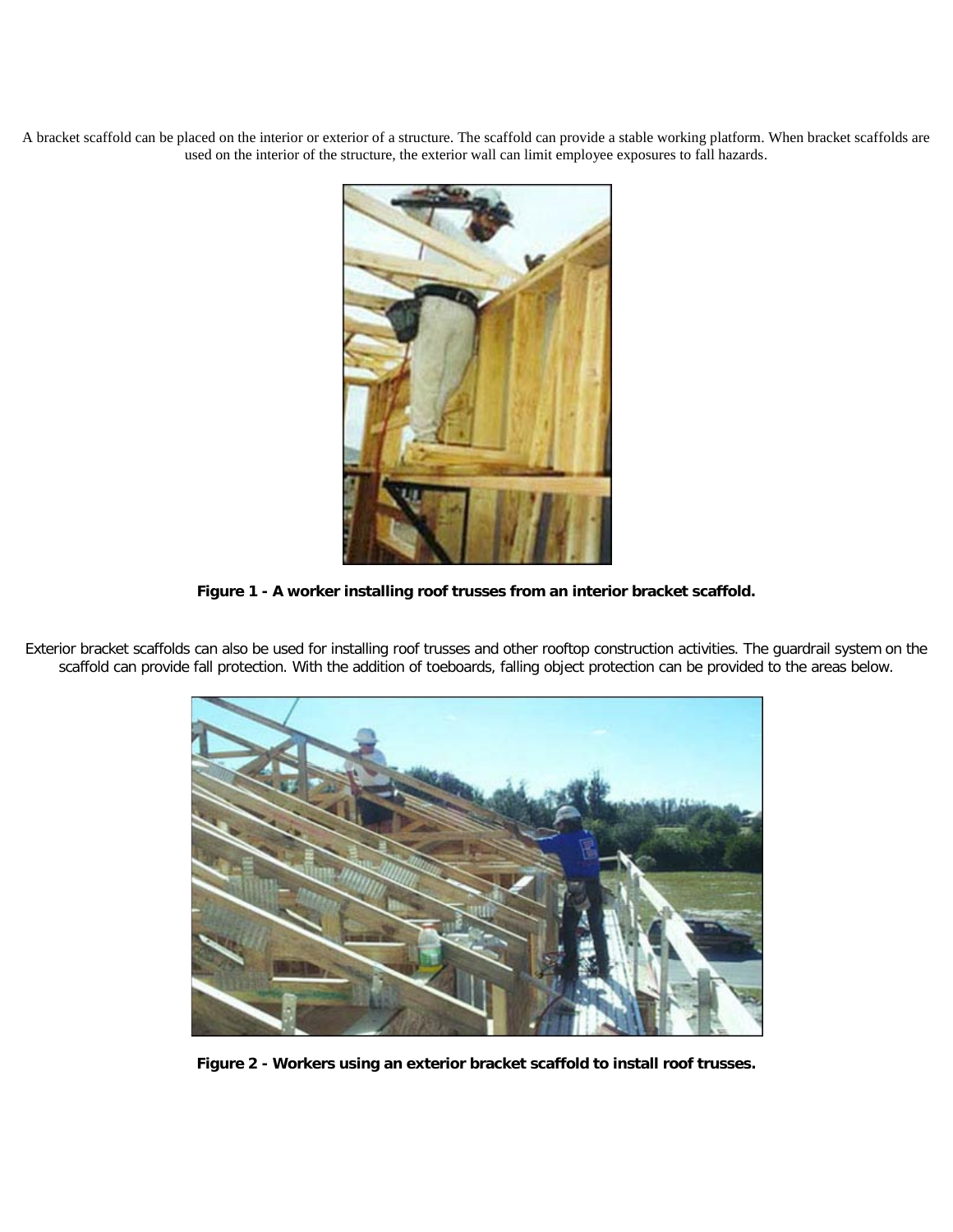A bracket scaffold can be placed on the interior or exterior of a structure. The scaffold can provide a stable working platform. When bracket scaffolds are used on the interior of the structure, the exterior wall can limit employee exposures to fall hazards.

**Figure 1 - A worker installing roof trusses from an interior bracket scaffold.**

Exterior bracket scaffolds can also be used for installing roof trusses and other rooftop construction activities. The guardrail system on the scaffold can provide fall protection. With the addition of toeboards, falling object protection can be provided to the areas below.

**Figure 2 - Workers using an exterior bracket scaffold to install roof trusses.**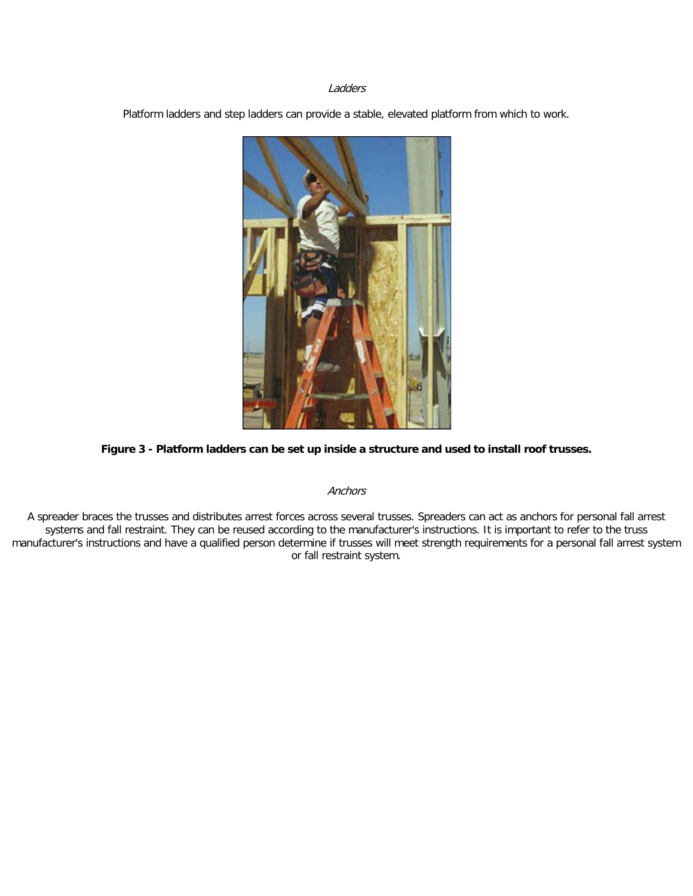*Ladders*

Platform ladders and step ladders can provide a stable, elevated platform from which to work.

**Figure 3 - Platform ladders can be set up inside a structure and used to install roof trusses.**

*Anchors*

A spreader braces the trusses and distributes arrest forces across several trusses. Spreaders can act as anchors for personal fall arrest systems and fall restraint. They can be reused according to the manufacturer's instructions. It is important to refer to the truss manufacturer's instructions and have a qualified person determine if trusses will meet strength requirements for a personal fall arrest system or fall restraint system.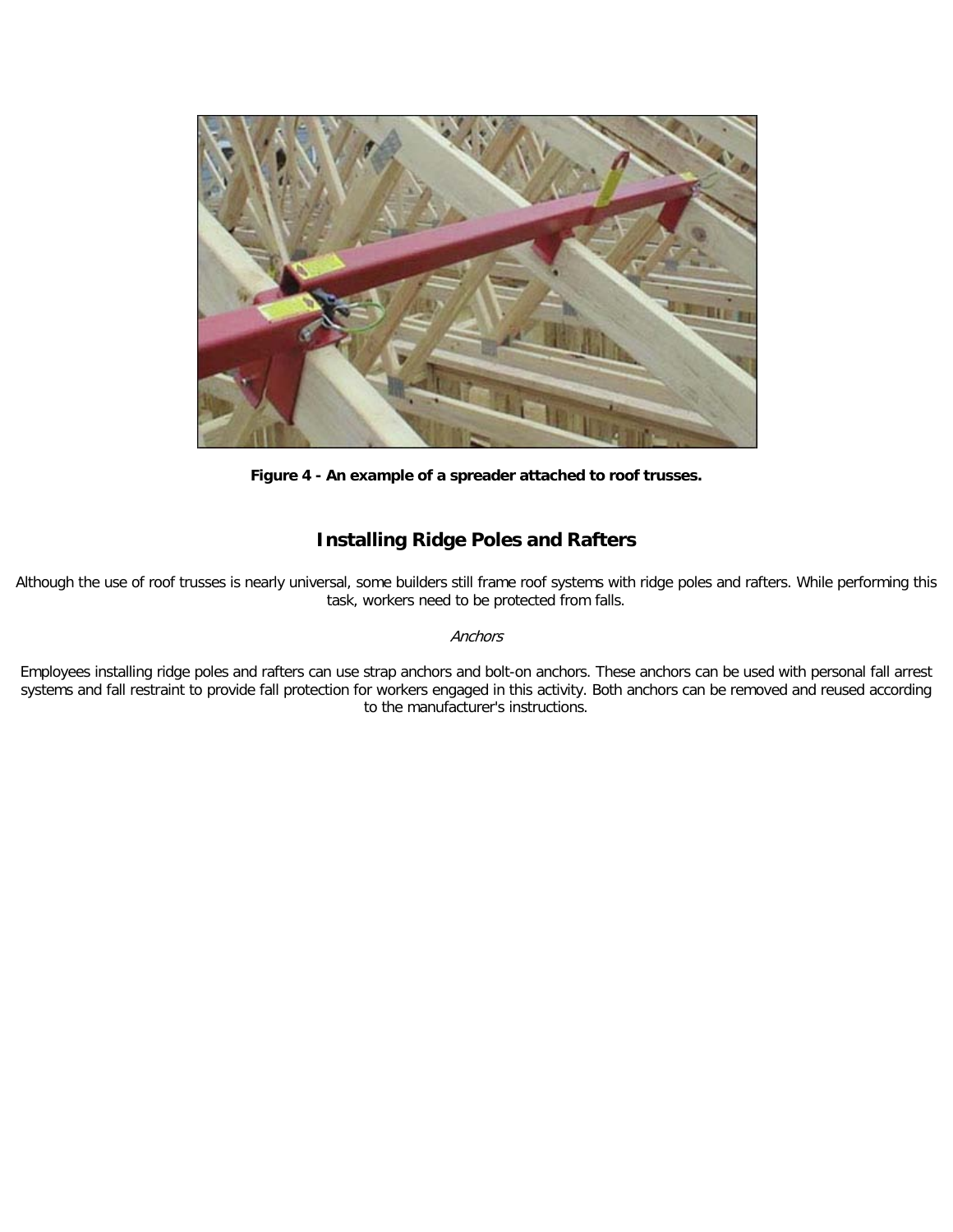**Figure 4 - An example of a spreader attached to roof trusses.**

## Installing Ridge Poles and Rafters

Although the use of roof trusses is nearly universal, some builders still frame roof systems with ridge poles and rafters. While performing this task, workers need to be protected from falls.

*Anchors*

Employees installing ridge poles and rafters can use strap anchors and bolt-on anchors. These anchors can be used with personal fall arrest systems and fall restraint to provide fall protection for workers engaged in this activity. Both anchors can be removed and reused according to the manufacturer's instructions.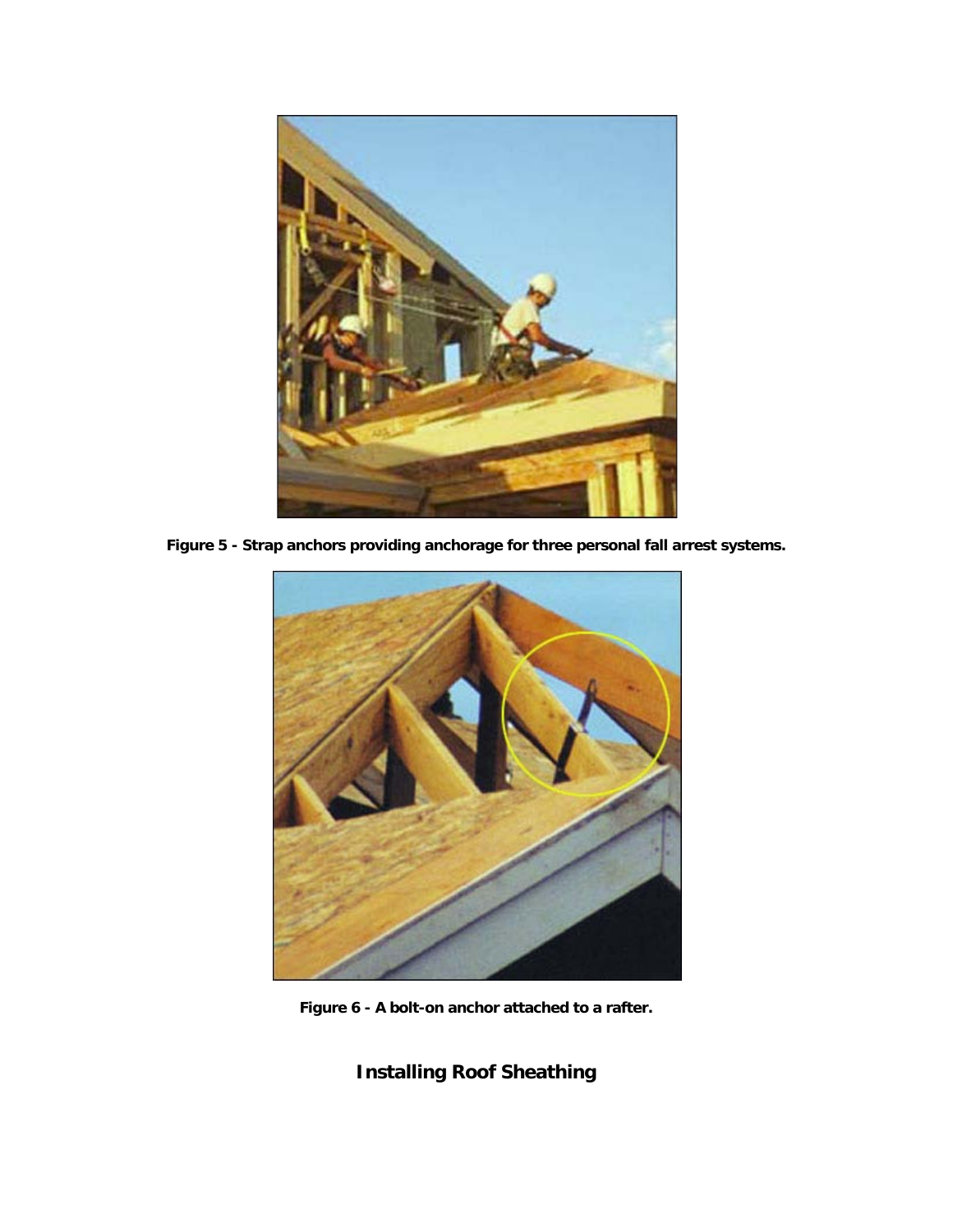**Figure 5 - Strap anchors providing anchorage for three personal fall arrest systems.**

**Figure 6 - A bolt-on anchor attached to a rafter.**

## Installing Roof Sheathing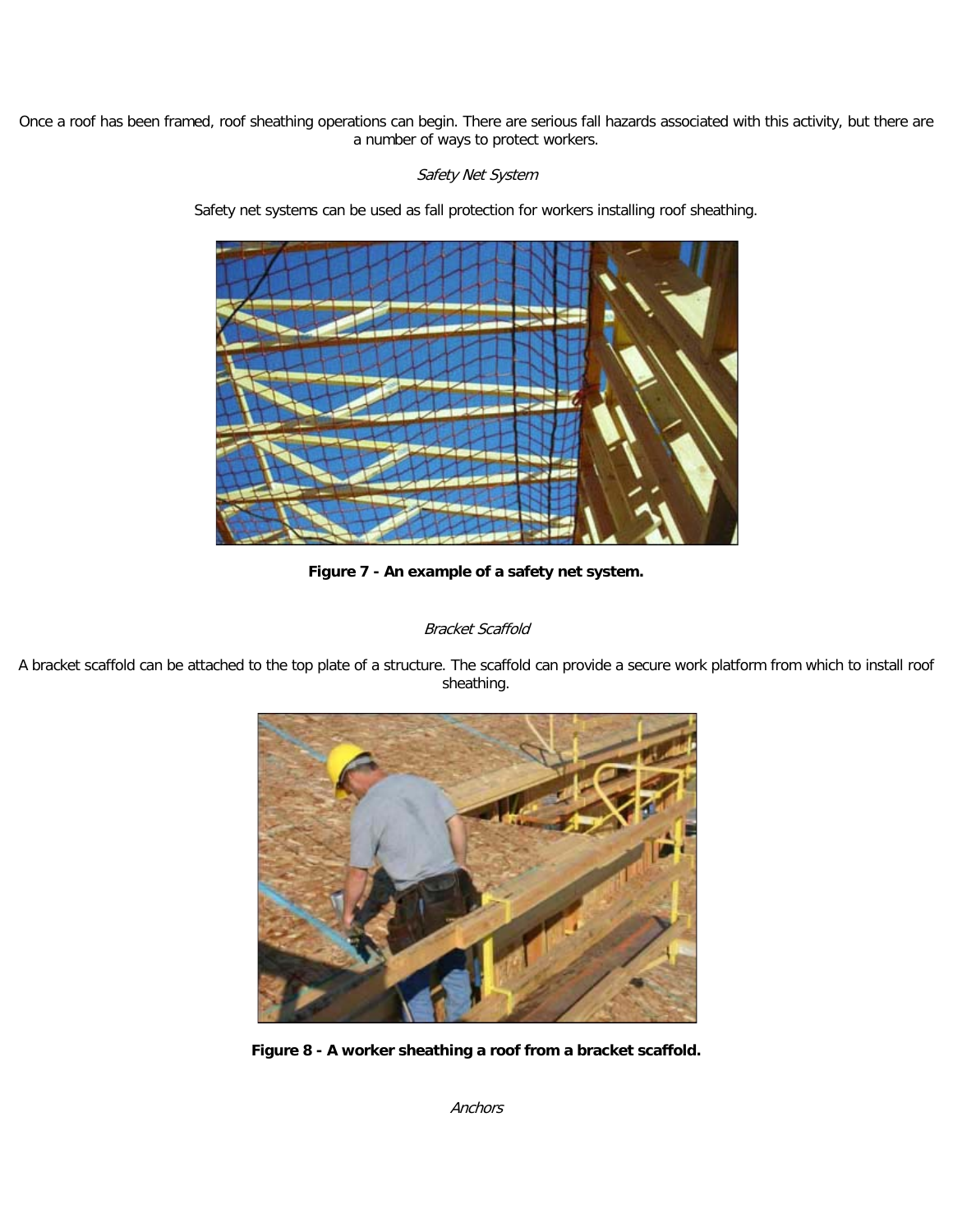Once a roof has been framed, roof sheathing operations can begin. There are serious fall hazards associated with this activity, but there are a number of ways to protect workers.

*Safety Net System*

Safety net systems can be used as fall protection for workers installing roof sheathing.

**Figure 7 - An example of a safety net system.**

*Bracket Scaffold*

A bracket scaffold can be attached to the top plate of a structure. The scaffold can provide a secure work platform from which to install roof sheathing.

**Figure 8 - A worker sheathing a roof from a bracket scaffold.**

*Anchors*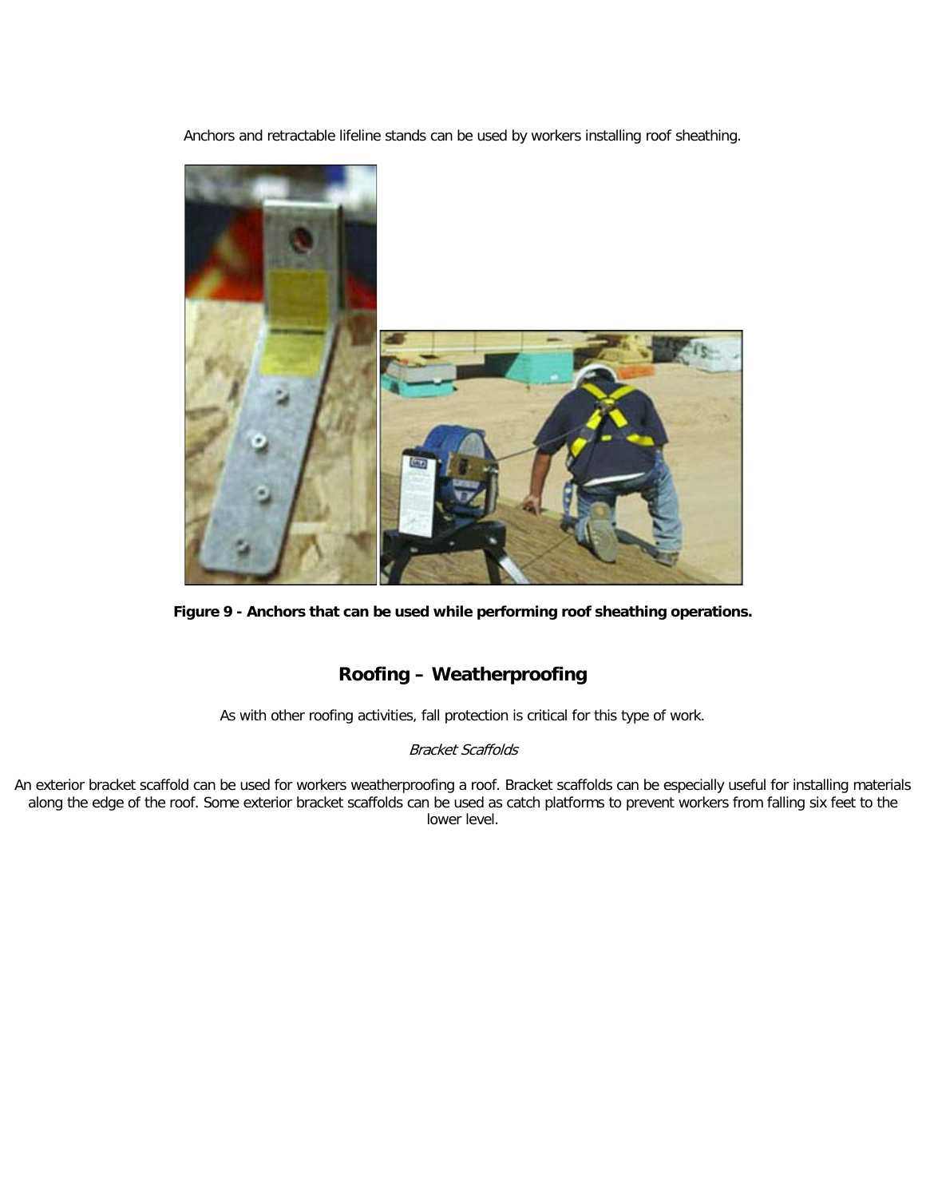Anchors and retractable lifeline stands can be used by workers installing roof sheathing.

**Figure 9 - Anchors that can be used while performing roof sheathing operations.**

## Roofing – Weatherproofing

As with other roofing activities, fall protection is critical for this type of work.

*Bracket Scaffolds*

An exterior bracket scaffold can be used for workers weatherproofing a roof. Bracket scaffolds can be especially useful for installing materials along the edge of the roof. Some exterior bracket scaffolds can be used as catch platforms to prevent workers from falling six feet to the lower level.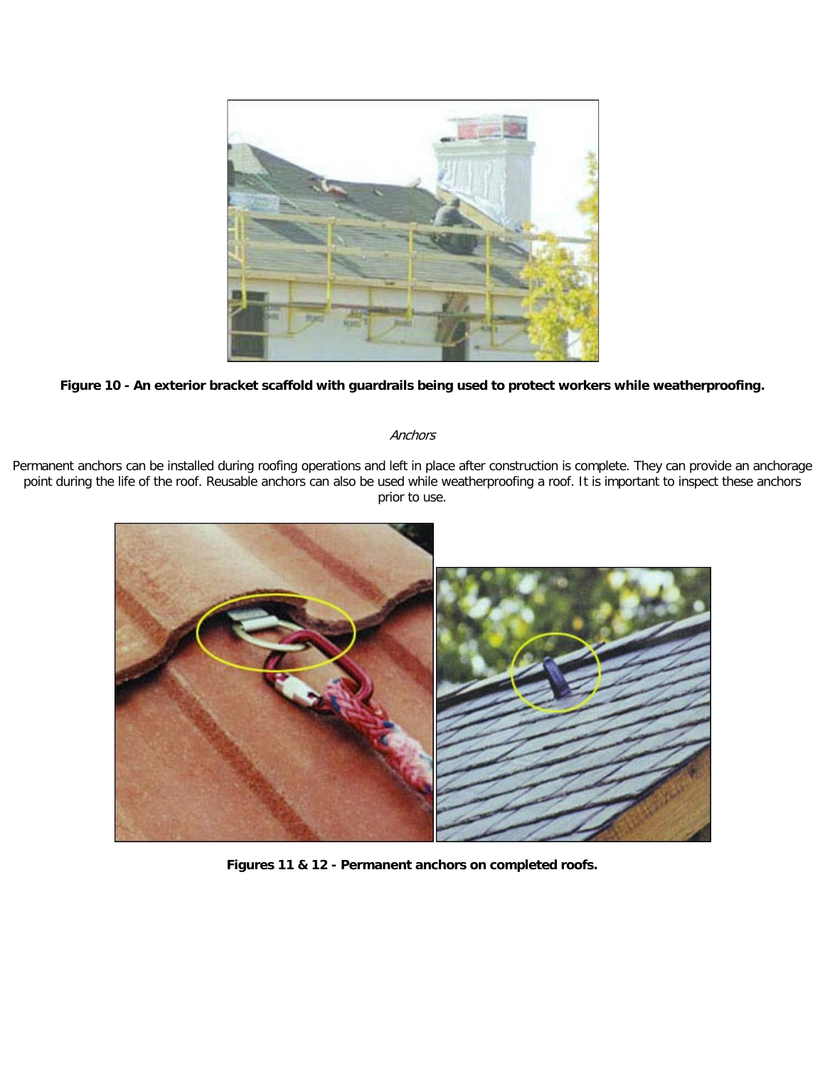**Figure 10 - An exterior bracket scaffold with guardrails being used to protect workers while weatherproofing.**

*Anchors*

Permanent anchors can be installed during roofing operations and left in place after construction is complete. They can provide an anchorage point during the life of the roof. Reusable anchors can also be used while weatherproofing a roof. It is important to inspect these anchors prior to use.

**Figures 11 & 12 - Permanent anchors on completed roofs.**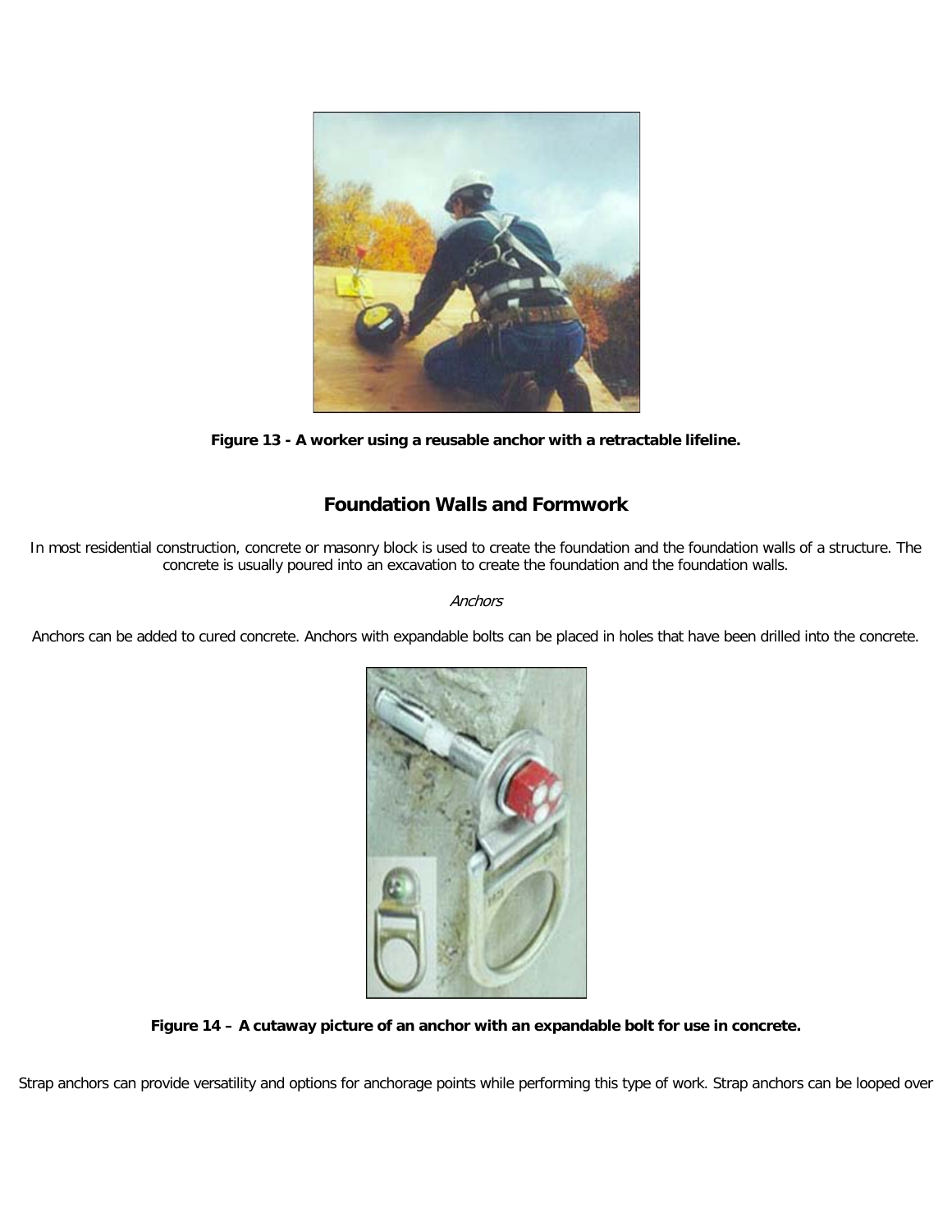**Figure 13 - A worker using a reusable anchor with a retractable lifeline.**

## Foundation Walls and Formwork

In most residential construction, concrete or masonry block is used to create the foundation and the foundation walls of a structure. The concrete is usually poured into an excavation to create the foundation and the foundation walls.

*Anchors*

Anchors can be added to cured concrete. Anchors with expandable bolts can be placed in holes that have been drilled into the concrete.

**Figure 14 – A cutaway picture of an anchor with an expandable bolt for use in concrete.**

Strap anchors can provide versatility and options for anchorage points while performing this type of work. Strap anchors can be looped over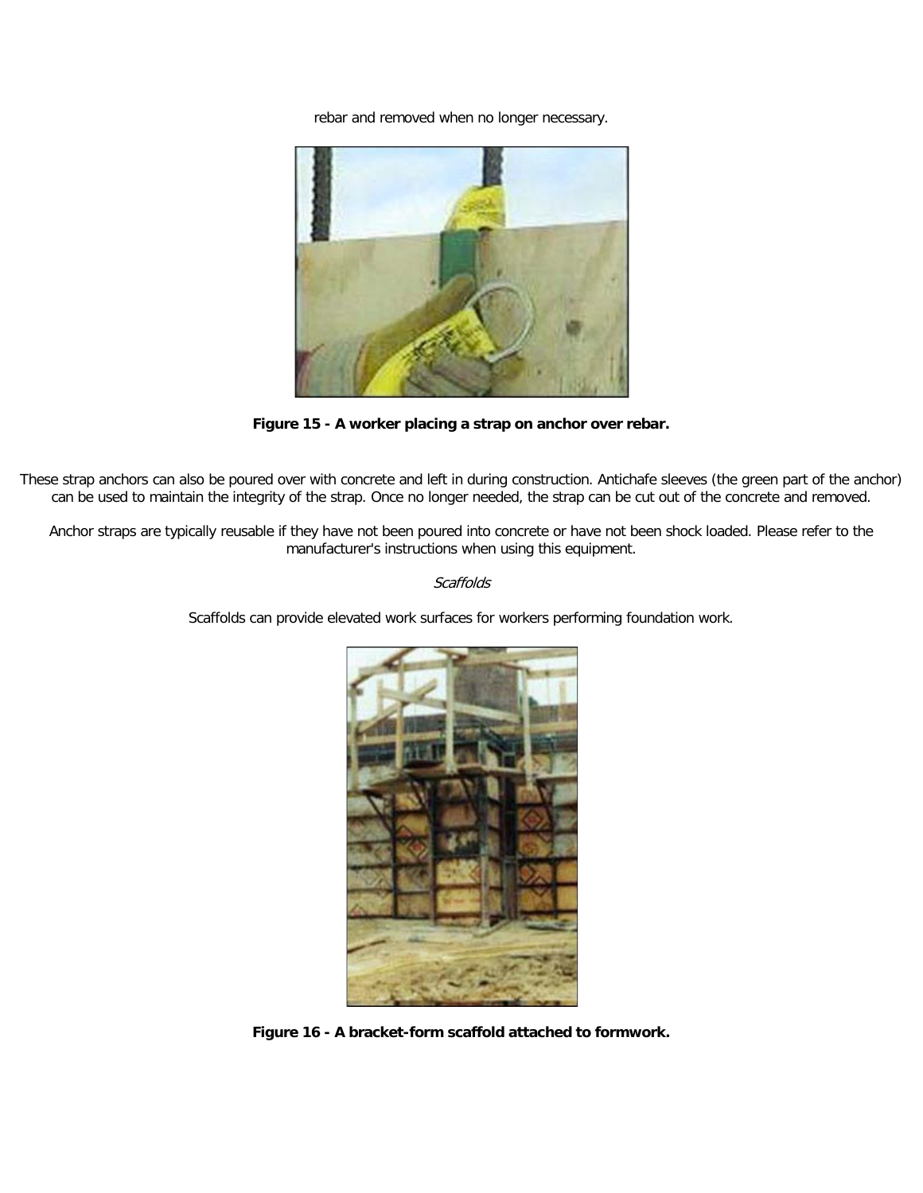rebar and removed when no longer necessary.

**Figure 15 - A worker placing a strap on anchor over rebar.**

These strap anchors can also be poured over with concrete and left in during construction. Antichafe sleeves (the green part of the anchor) can be used to maintain the integrity of the strap. Once no longer needed, the strap can be cut out of the concrete and removed.

Anchor straps are typically reusable if they have not been poured into concrete or have not been shock loaded. Please refer to the manufacturer's instructions when using this equipment.

*Scaffolds*

Scaffolds can provide elevated work surfaces for workers performing foundation work.

**Figure 16 - A bracket-form scaffold attached to formwork.**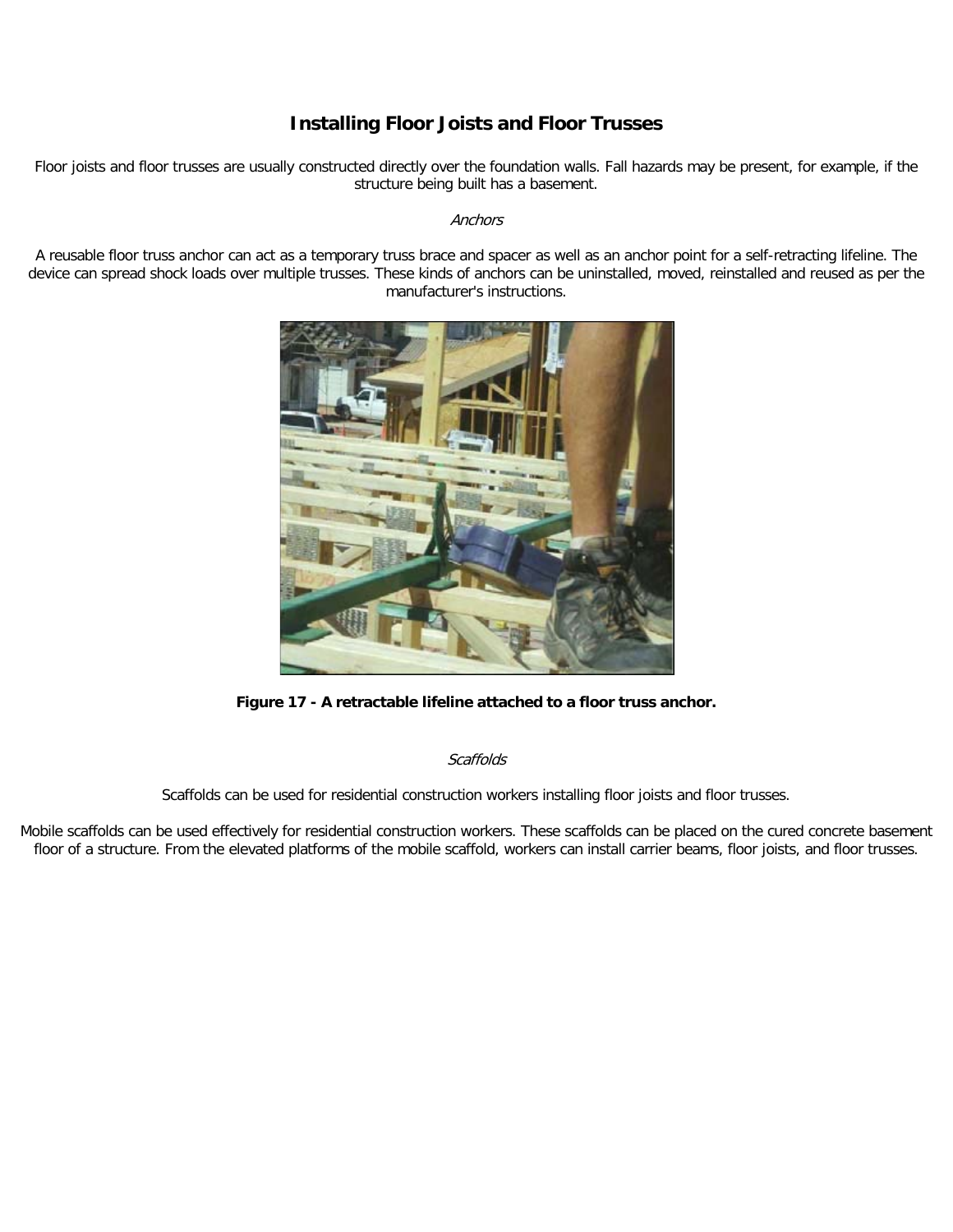## Installing Floor Joists and Floor Trusses

Floor joists and floor trusses are usually constructed directly over the foundation walls. Fall hazards may be present, for example, if the structure being built has a basement.

*Anchors*

A reusable floor truss anchor can act as a temporary truss brace and spacer as well as an anchor point for a self-retracting lifeline. The device can spread shock loads over multiple trusses. These kinds of anchors can be uninstalled, moved, reinstalled and reused as per the manufacturer's instructions.

**Figure 17 - A retractable lifeline attached to a floor truss anchor.**

*Scaffolds*

Scaffolds can be used for residential construction workers installing floor joists and floor trusses.

Mobile scaffolds can be used effectively for residential construction workers. These scaffolds can be placed on the cured concrete basement floor of a structure. From the elevated platforms of the mobile scaffold, workers can install carrier beams, floor joists, and floor trusses.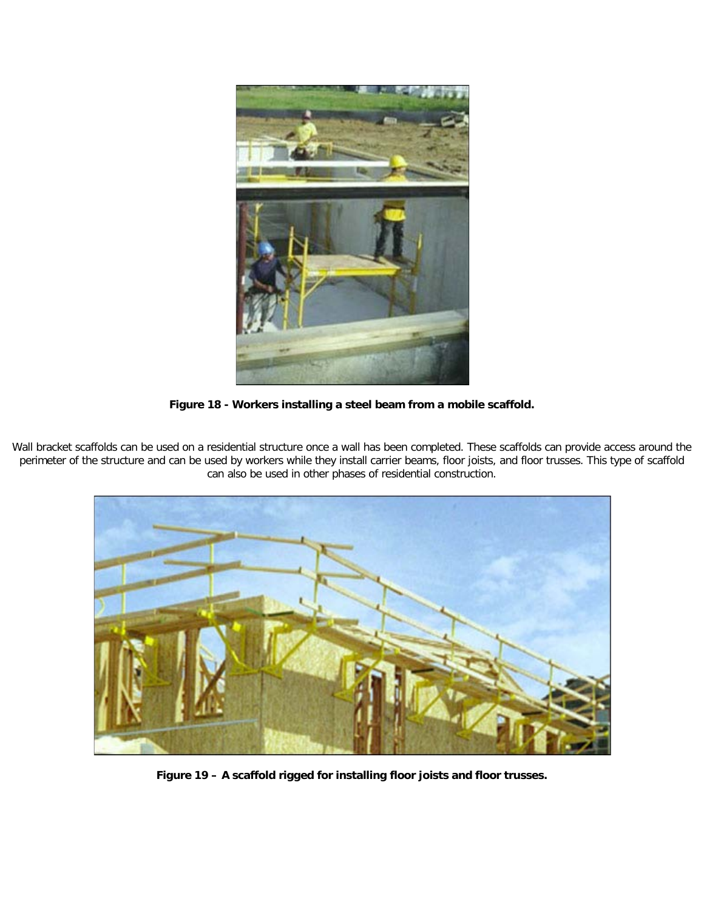**Figure 18 - Workers installing a steel beam from a mobile scaffold.**

Wall bracket scaffolds can be used on a residential structure once a wall has been completed. These scaffolds can provide access around the perimeter of the structure and can be used by workers while they install carrier beams, floor joists, and floor trusses. This type of scaffold can also be used in other phases of residential construction.

**Figure 19 – A scaffold rigged for installing floor joists and floor trusses.**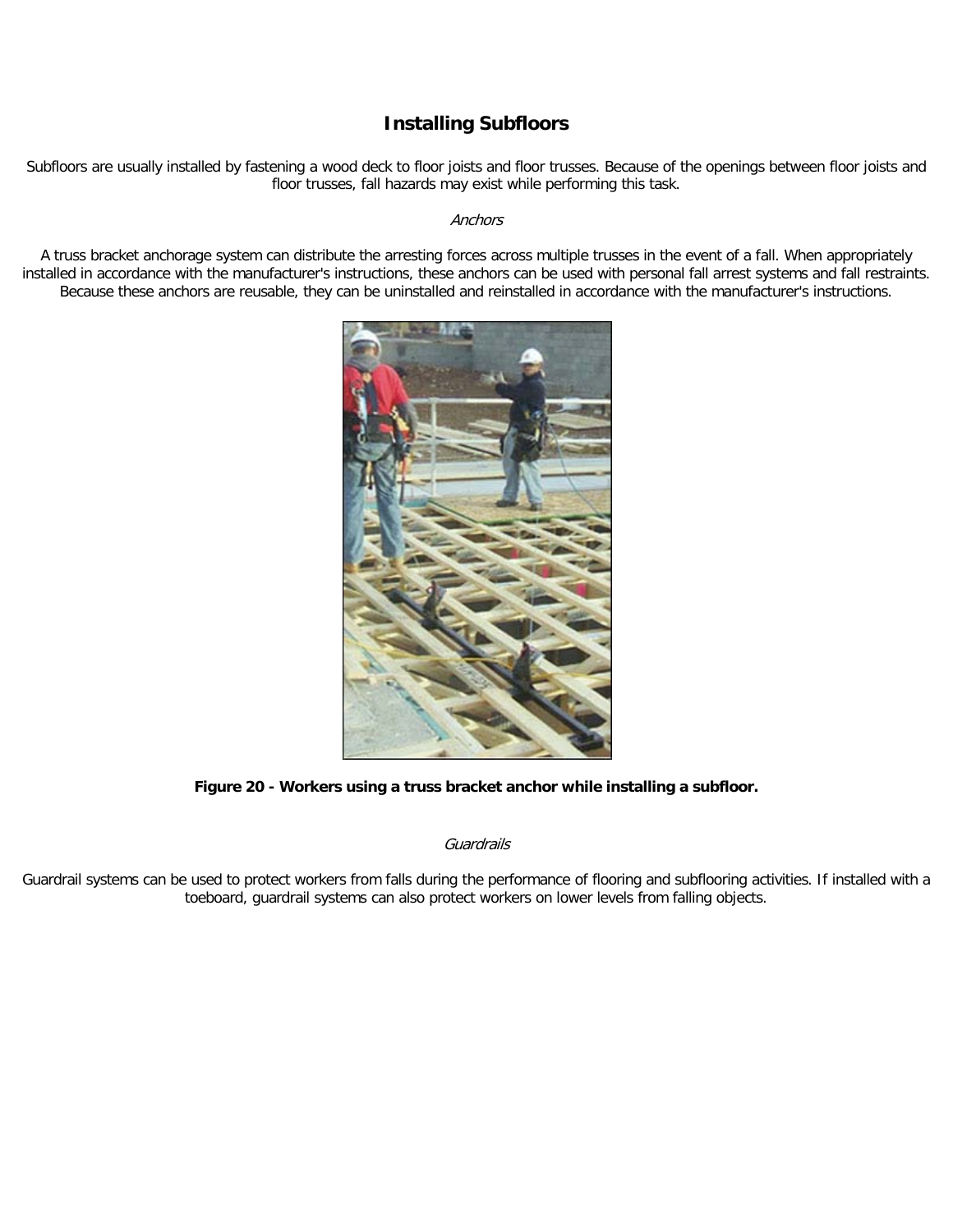## Installing Subfloors

Subfloors are usually installed by fastening a wood deck to floor joists and floor trusses. Because of the openings between floor joists and floor trusses, fall hazards may exist while performing this task.

*Anchors*

A truss bracket anchorage system can distribute the arresting forces across multiple trusses in the event of a fall. When appropriately installed in accordance with the manufacturer's instructions, these anchors can be used with personal fall arrest systems and fall restraints. Because these anchors are reusable, they can be uninstalled and reinstalled in accordance with the manufacturer's instructions.

**Figure 20 - Workers using a truss bracket anchor while installing a subfloor.**

*Guardrails*

Guardrail systems can be used to protect workers from falls during the performance of flooring and subflooring activities. If installed with a toeboard, guardrail systems can also protect workers on lower levels from falling objects.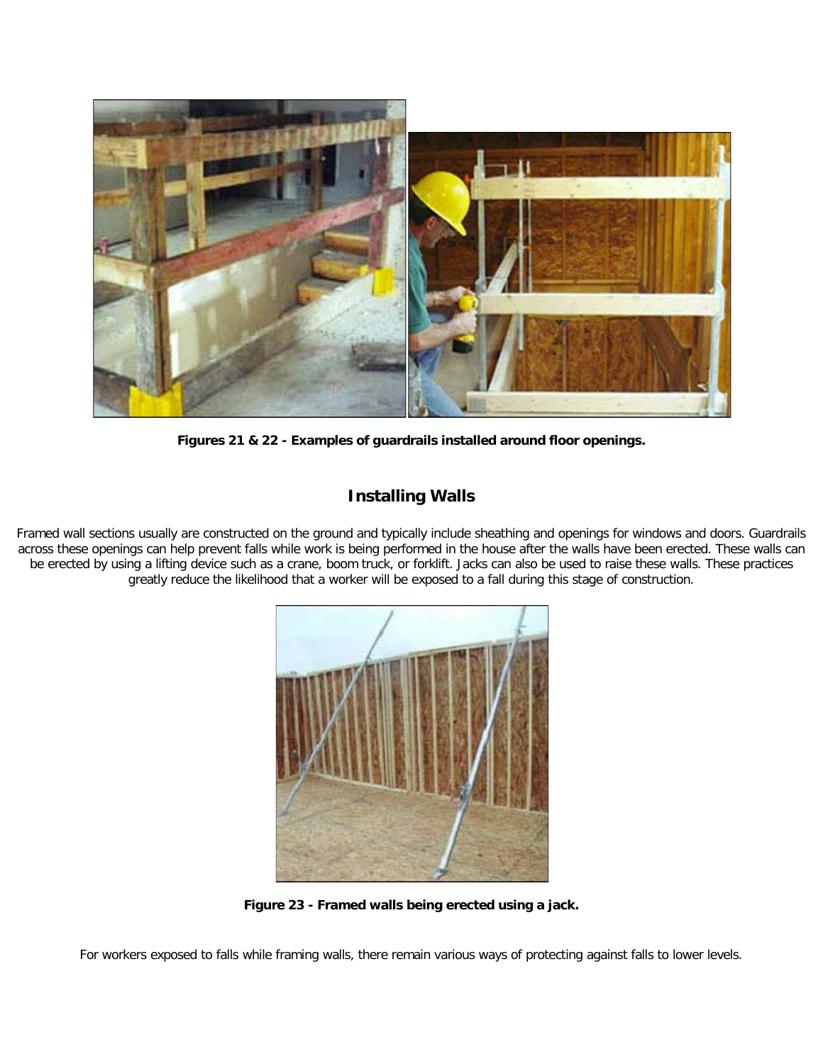**Figures 21 & 22 - Examples of guardrails installed around floor openings.**

## Installing Walls

Framed wall sections usually are constructed on the ground and typically include sheathing and openings for windows and doors. Guardrails across these openings can help prevent falls while work is being performed in the house after the walls have been erected. These walls can be erected by using a lifting device such as a crane, boom truck, or forklift. Jacks can also be used to raise these walls. These practices greatly reduce the likelihood that a worker will be exposed to a fall during this stage of construction.

**Figure 23 - Framed walls being erected using a jack.**

For workers exposed to falls while framing walls, there remain various ways of protecting against falls to lower levels.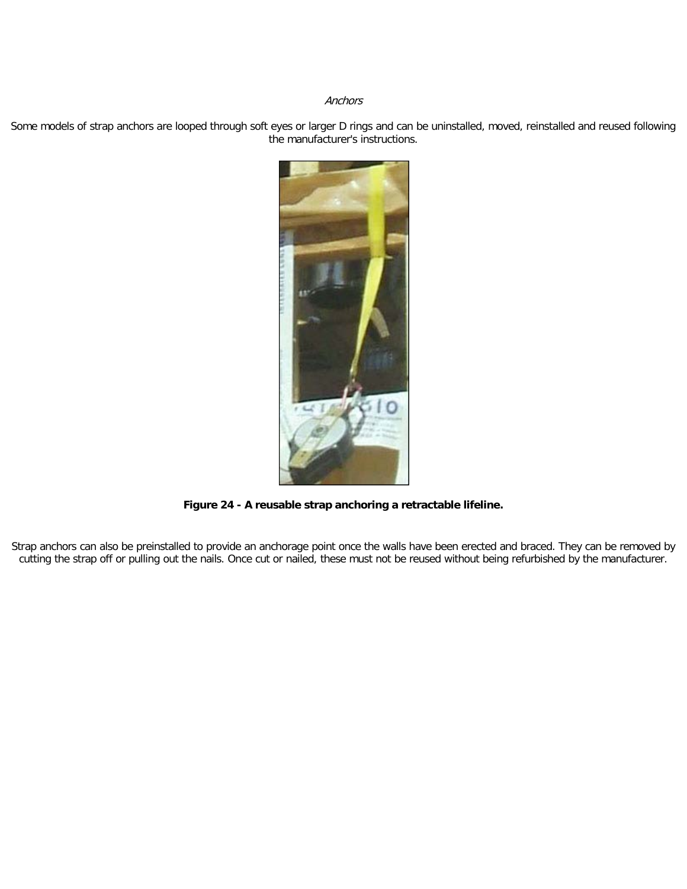*Anchors*

Some models of strap anchors are looped through soft eyes or larger D rings and can be uninstalled, moved, reinstalled and reused following the manufacturer's instructions.

**Figure 24 - A reusable strap anchoring a retractable lifeline.**

Strap anchors can also be preinstalled to provide an anchorage point once the walls have been erected and braced. They can be removed by cutting the strap off or pulling out the nails. Once cut or nailed, these must not be reused without being refurbished by the manufacturer.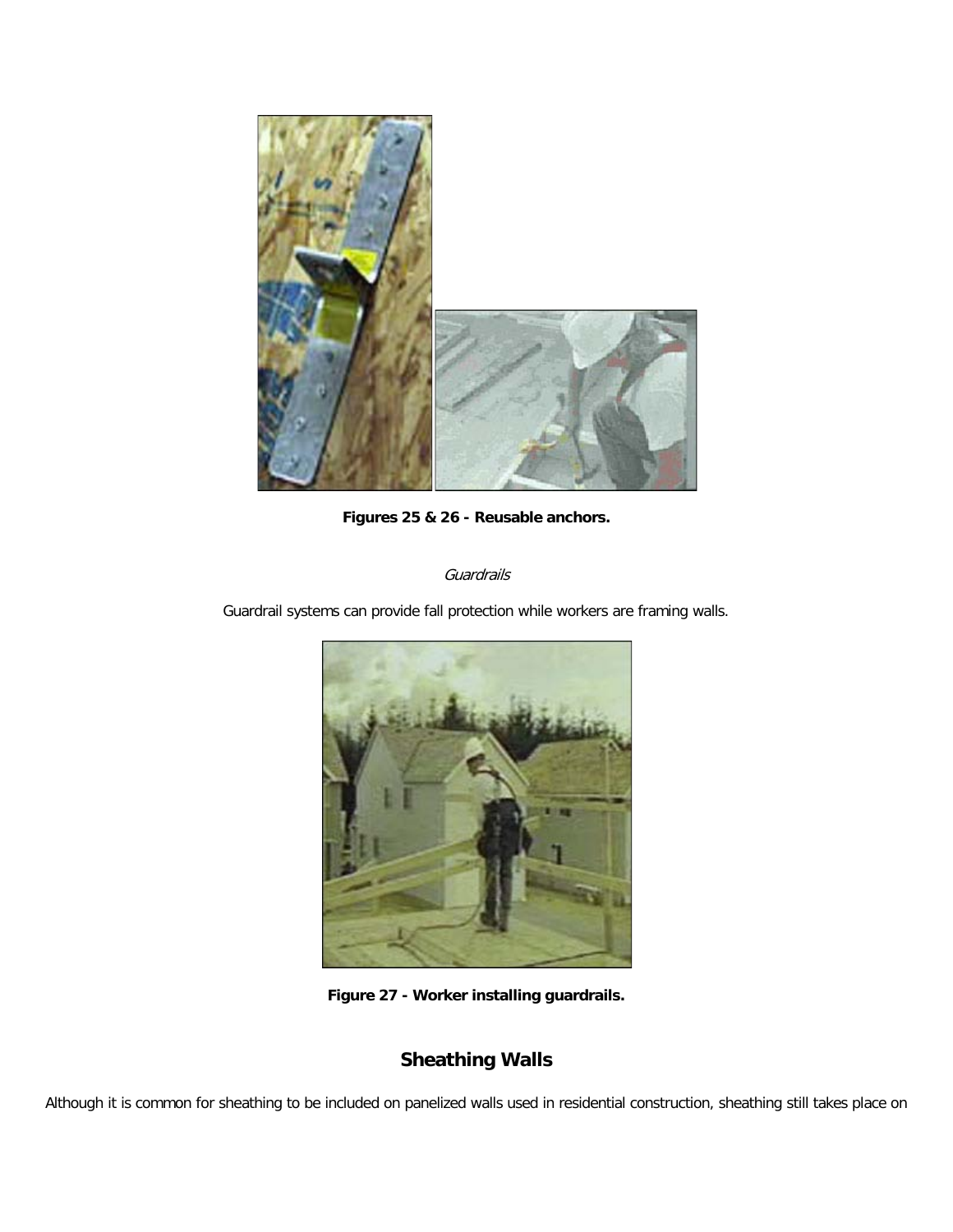**Figures 25 & 26 - Reusable anchors.**

*Guardrails*

Guardrail systems can provide fall protection while workers are framing walls.

**Figure 27 - Worker installing guardrails.**

## Sheathing Walls

Although it is common for sheathing to be included on panelized walls used in residential construction, sheathing still takes place on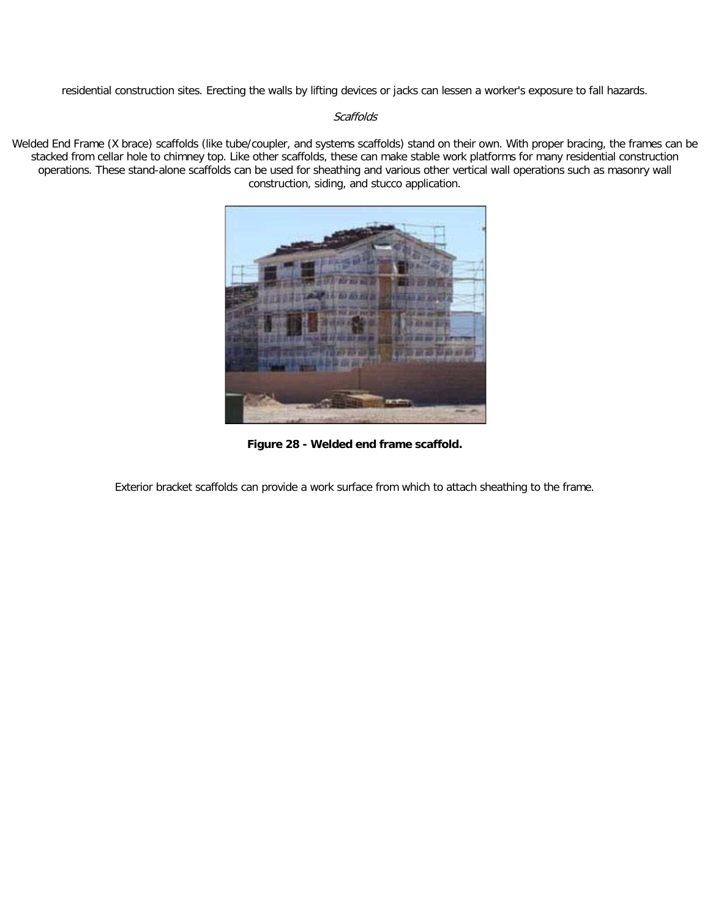residential construction sites. Erecting the walls by lifting devices or jacks can lessen a worker's exposure to fall hazards.

*Scaffolds*

Welded End Frame (X brace) scaffolds (like tube/coupler, and systems scaffolds) stand on their own. With proper bracing, the frames can be stacked from cellar hole to chimney top. Like other scaffolds, these can make stable work platforms for many residential construction operations. These stand-alone scaffolds can be used for sheathing and various other vertical wall operations such as masonry wall construction, siding, and stucco application.

**Figure 28 - Welded end frame scaffold.**

Exterior bracket scaffolds can provide a work surface from which to attach sheathing to the frame.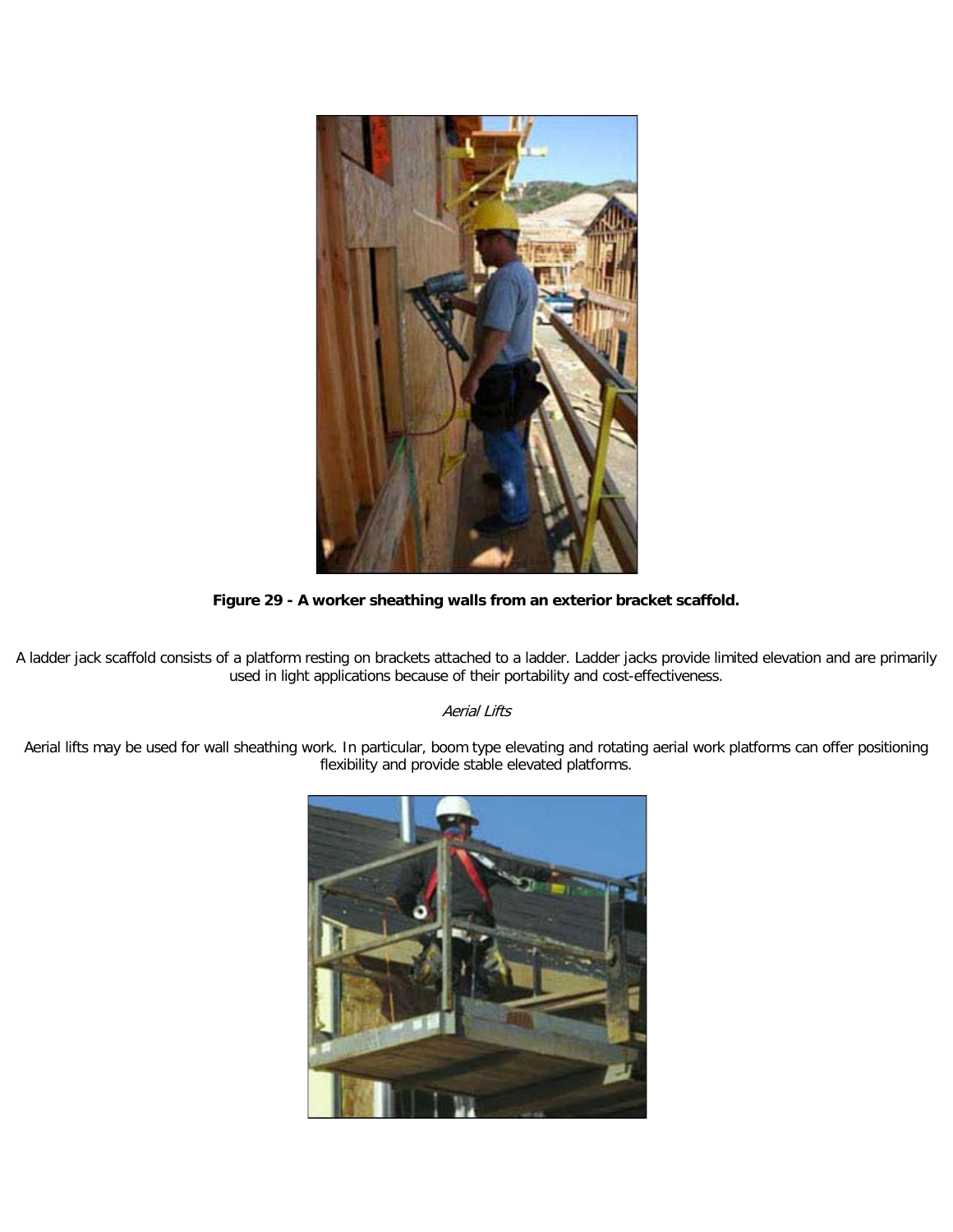**Figure 29 - A worker sheathing walls from an exterior bracket scaffold.**

A ladder jack scaffold consists of a platform resting on brackets attached to a ladder. Ladder jacks provide limited elevation and are primarily used in light applications because of their portability and cost-effectiveness.

*Aerial Lifts*

Aerial lifts may be used for wall sheathing work. In particular, boom type elevating and rotating aerial work platforms can offer positioning flexibility and provide stable elevated platforms.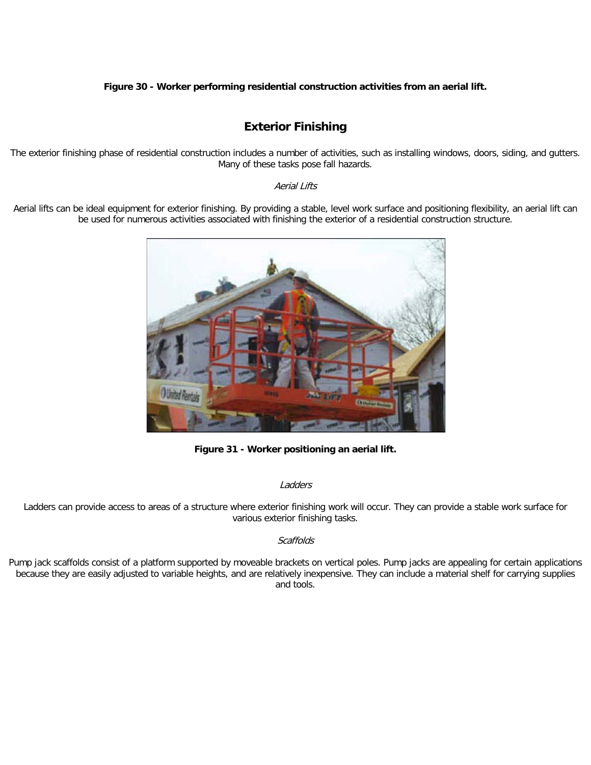**Figure 30 - Worker performing residential construction activities from an aerial lift.**

## Exterior Finishing

The exterior finishing phase of residential construction includes a number of activities, such as installing windows, doors, siding, and gutters. Many of these tasks pose fall hazards.

*Aerial Lifts*

Aerial lifts can be ideal equipment for exterior finishing. By providing a stable, level work surface and positioning flexibility, an aerial lift can be used for numerous activities associated with finishing the exterior of a residential construction structure.

**Figure 31 - Worker positioning an aerial lift.**

*Ladders*

Ladders can provide access to areas of a structure where exterior finishing work will occur. They can provide a stable work surface for various exterior finishing tasks.

*Scaffolds*

Pump jack scaffolds consist of a platform supported by moveable brackets on vertical poles. Pump jacks are appealing for certain applications because they are easily adjusted to variable heights, and are relatively inexpensive. They can include a material shelf for carrying supplies and tools.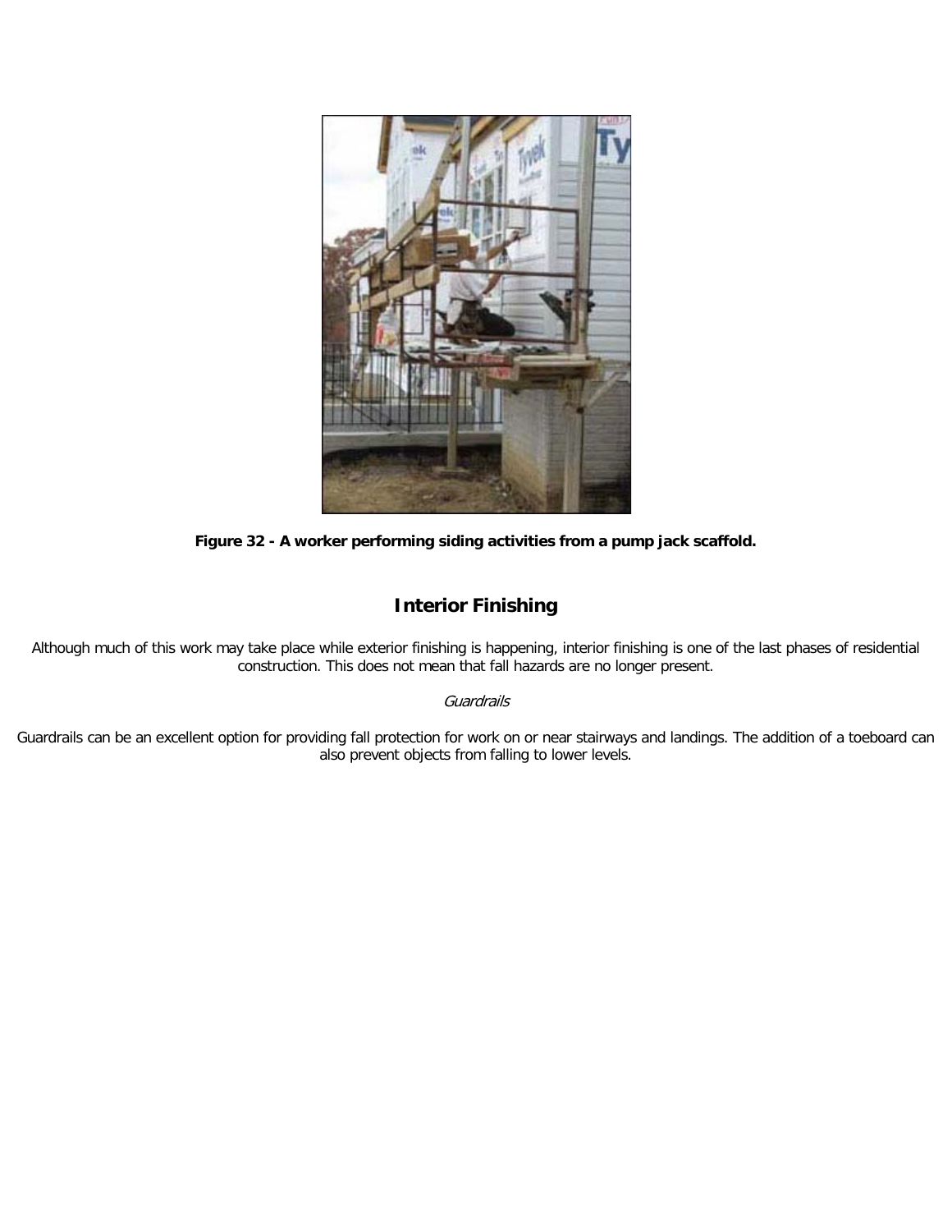**Figure 32 - A worker performing siding activities from a pump jack scaffold.**

## Interior Finishing

Although much of this work may take place while exterior finishing is happening, interior finishing is one of the last phases of residential construction. This does not mean that fall hazards are no longer present.

*Guardrails*

Guardrails can be an excellent option for providing fall protection for work on or near stairways and landings. The addition of a toeboard can also prevent objects from falling to lower levels.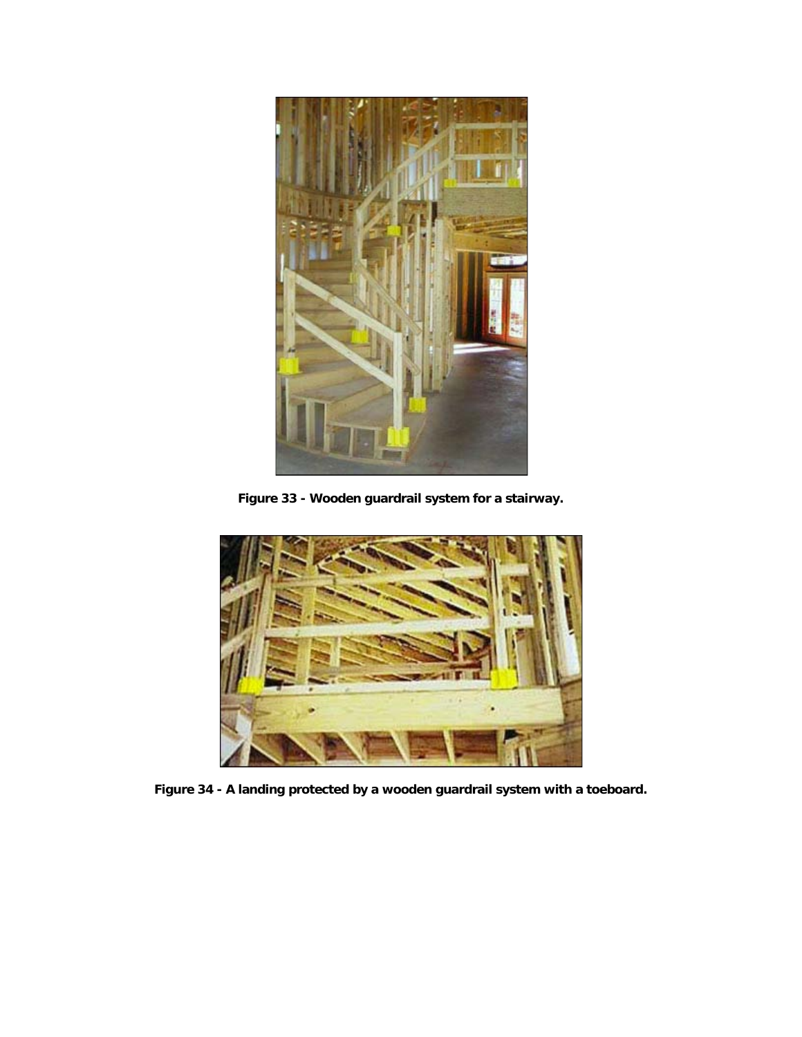**Figure 33 - Wooden guardrail system for a stairway.**

**Figure 34 - A landing protected by a wooden guardrail system with a toeboard.**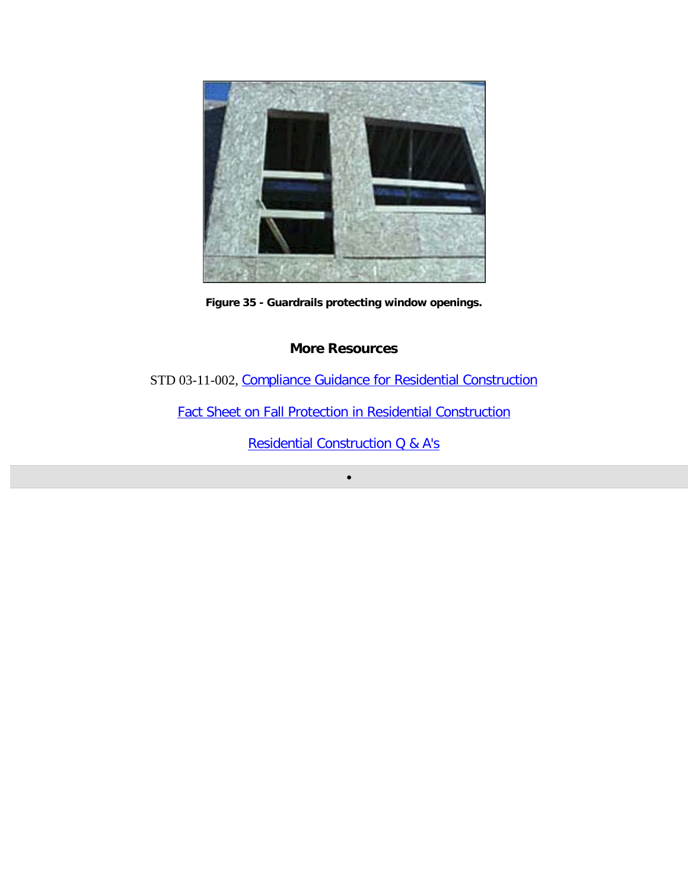**Figure 35 - Guardrails protecting window openings.**

## More Resources

STD 03-11-002, Compliance Guidance for Residential Construction

Fact Sheet on Fall Protection in Residential Construction

Residential Construction Q & A's